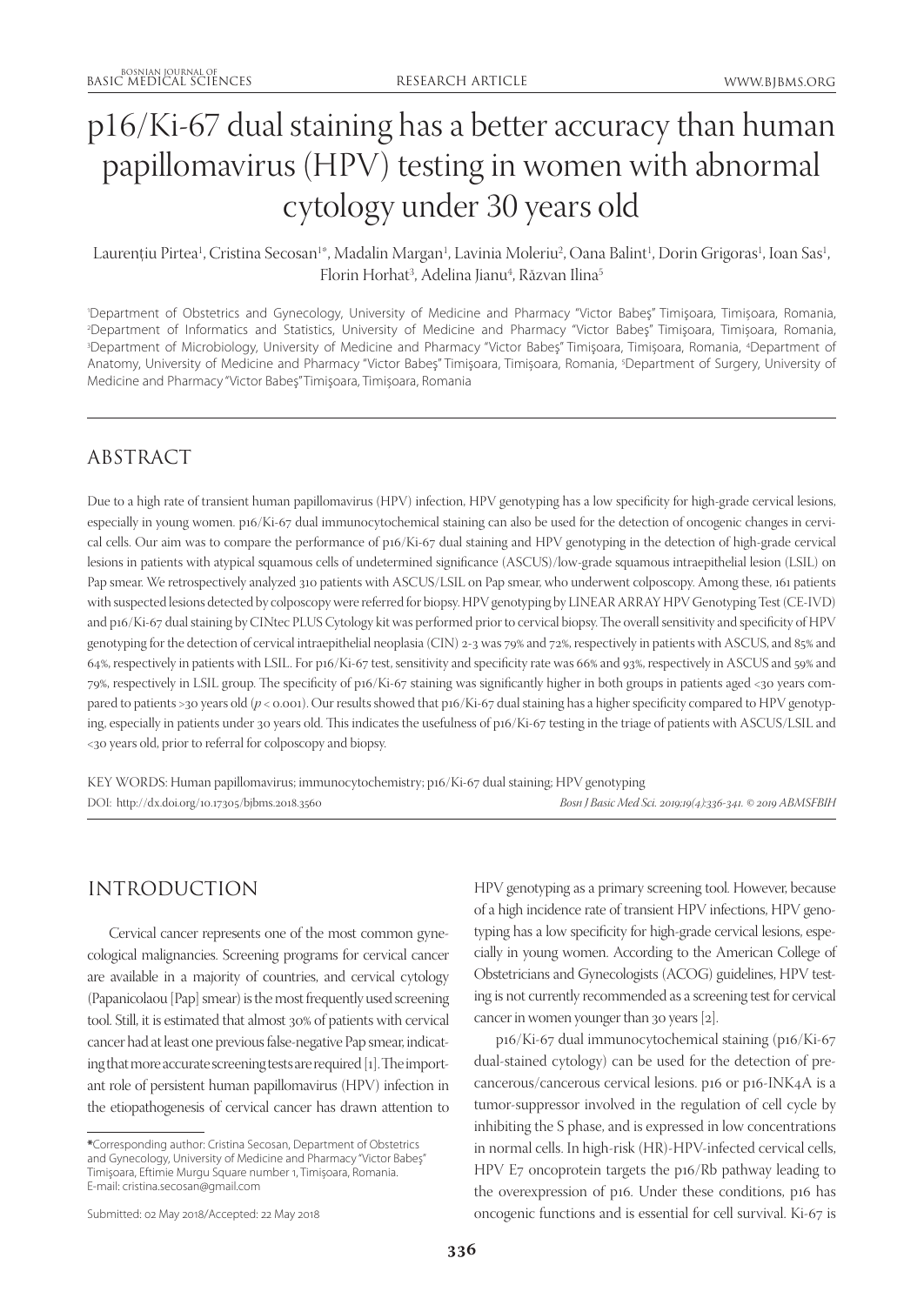# p16/Ki-67 dual staining has a better accuracy than human papillomavirus (HPV) testing in women with abnormal cytology under 30 years old

Laurențiu Pirtea[1], Cristina Secosan[1*], Madalin Margan[1], Lavinia Moleriu[2], Oana Balint[1], Dorin Grigoras[1], Ioan Sas[1], Florin Horhat[3], Adelina Jianu[4], Răzvan Ilina[5]

[1]Department of Obstetrics and Gynecology, University of Medicine and Pharmacy "Victor Babeş" Timişoara, Timişoara, Romania, [2]Department of Informatics and Statistics, University of Medicine and Pharmacy "Victor Babeş" Timişoara, Timişoara, Romania, [3]Department of Microbiology, University of Medicine and Pharmacy "Victor Babeş" Timişoara, Timişoara, Romania, [4]Department of Anatomy, University of Medicine and Pharmacy "Victor Babeş" Timişoara, Timişoara, Romania, [5]Department of Surgery, University of Medicine and Pharmacy "Victor Babeş" Timişoara, Timişoara, Romania

## ABSTRACT

Due to a high rate of transient human papillomavirus (HPV) infection, HPV genotyping has a low specificity for high-grade cervical lesions, especially in young women. p16/Ki-67 dual immunocytochemical staining can also be used for the detection of oncogenic changes in cervical cells. Our aim was to compare the performance of p16/Ki-67 dual staining and HPV genotyping in the detection of high-grade cervical lesions in patients with atypical squamous cells of undetermined significance (ASCUS)/low-grade squamous intraepithelial lesion (LSIL) on Pap smear. We retrospectively analyzed 310 patients with ASCUS/LSIL on Pap smear, who underwent colposcopy. Among these, 161 patients with suspected lesions detected by colposcopy were referred for biopsy. HPV genotyping by LINEAR ARRAY HPV Genotyping Test (CE-IVD) and p16/Ki-67 dual staining by CINtec PLUS Cytology kit was performed prior to cervical biopsy. The overall sensitivity and specificity of HPV genotyping for the detection of cervical intraepithelial neoplasia (CIN) 2-3 was 79% and 72%, respectively in patients with ASCUS, and 85% and 64%, respectively in patients with LSIL. For p16/Ki-67 test, sensitivity and specificity rate was 66% and 93%, respectively in ASCUS and 59% and 79%, respectively in LSIL group. The specificity of p16/Ki-67 staining was significantly higher in both groups in patients aged <30 years compared to patients >30 years old ($p < 0.001$). Our results showed that p16/Ki-67 dual staining has a higher specificity compared to HPV genotyping, especially in patients under 30 years old. This indicates the usefulness of p16/Ki-67 testing in the triage of patients with ASCUS/LSIL and <30 years old, prior to referral for colposcopy and biopsy.

KEY WORDS: Human papillomavirus; immunocytochemistry; p16/Ki-67 dual staining; HPV genotyping

DOI: http://dx.doi.org/10.17305/bjbms.2018.3560

## INTRODUCTION

Cervical cancer represents one of the most common gynecological malignancies. Screening programs for cervical cancer are available in a majority of countries, and cervical cytology (Papanicolaou [Pap] smear) is the most frequently used screening tool. Still, it is estimated that almost 30% of patients with cervical cancer had at least one previous false-negative Pap smear, indicating that more accurate screening tests are required [1]. The important role of persistent human papillomavirus (HPV) infection in the etiopathogenesis of cervical cancer has drawn attention to HPV genotyping as a primary screening tool. However, because of a high incidence rate of transient HPV infections, HPV genotyping has a low specificity for high-grade cervical lesions, especially in young women. According to the American College of Obstetricians and Gynecologists (ACOG) guidelines, HPV testing is not currently recommended as a screening test for cervical cancer in women younger than 30 years [2].

p16/Ki-67 dual immunocytochemical staining (p16/Ki-67 dual-stained cytology) can be used for the detection of precancerous/cancerous cervical lesions. p16 or p16-INK4A is a tumor-suppressor involved in the regulation of cell cycle by inhibiting the S phase, and is expressed in low concentrations in normal cells. In high-risk (HR)-HPV-infected cervical cells, HPV E7 oncoprotein targets the p16/Rb pathway leading to the overexpression of p16. Under these conditions, p16 has oncogenic functions and is essential for cell survival. Ki-67 is

*Corresponding author: Cristina Secosan, Department of Obstetrics and Gynecology, University of Medicine and Pharmacy "Victor Babeş" Timişoara, Eftimie Murgu Square number 1, Timişoara, Romania. E-mail: cristina.secosan@gmail.com

Submitted: 02 May 2018/Accepted: 22 May 2018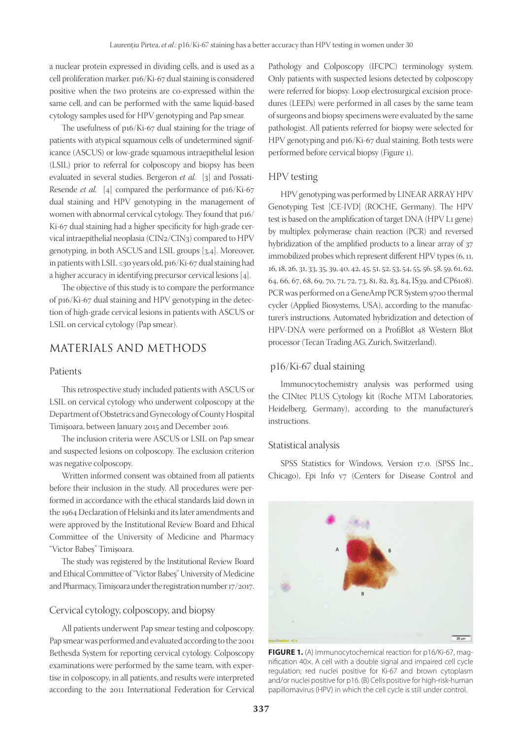a nuclear protein expressed in dividing cells, and is used as a cell proliferation marker. p16/Ki-67 dual staining is considered positive when the two proteins are co-expressed within the same cell, and can be performed with the same liquid-based cytology samples used for HPV genotyping and Pap smear.

The usefulness of p16/Ki-67 dual staining for the triage of patients with atypical squamous cells of undetermined significance (ASCUS) or low-grade squamous intraepithelial lesion (LSIL) prior to referral for colposcopy and biopsy has been evaluated in several studies. Bergeron *et al.* [3] and Possati-Resende *et al.* [4] compared the performance of p16/Ki-67 dual staining and HPV genotyping in the management of women with abnormal cervical cytology. They found that p16/Ki-67 dual staining had a higher specificity for high-grade cervical intraepithelial neoplasia (CIN2/CIN3) compared to HPV genotyping, in both ASCUS and LSIL groups [3,4]. Moreover, in patients with LSIL ≤30 years old, p16/Ki-67 dual staining had a higher accuracy in identifying precursor cervical lesions [4].

The objective of this study is to compare the performance of p16/Ki-67 dual staining and HPV genotyping in the detection of high-grade cervical lesions in patients with ASCUS or LSIL on cervical cytology (Pap smear).

## MATERIALS AND METHODS

### Patients

This retrospective study included patients with ASCUS or LSIL on cervical cytology who underwent colposcopy at the Department of Obstetrics and Gynecology of County Hospital Timișoara, between January 2015 and December 2016.

The inclusion criteria were ASCUS or LSIL on Pap smear and suspected lesions on colposcopy. The exclusion criterion was negative colposcopy.

Written informed consent was obtained from all patients before their inclusion in the study. All procedures were performed in accordance with the ethical standards laid down in the 1964 Declaration of Helsinki and its later amendments and were approved by the Institutional Review Board and Ethical Committee of the University of Medicine and Pharmacy "Victor Babeș" Timișoara.

The study was registered by the Institutional Review Board and Ethical Committee of "Victor Babeș" University of Medicine and Pharmacy, Timișoara under the registration number 17/2017.

### Cervical cytology, colposcopy, and biopsy

All patients underwent Pap smear testing and colposcopy. Pap smear was performed and evaluated according to the 2001 Bethesda System for reporting cervical cytology. Colposcopy examinations were performed by the same team, with expertise in colposcopy, in all patients, and results were interpreted according to the 2011 International Federation for Cervical Pathology and Colposcopy (IFCPC) terminology system. Only patients with suspected lesions detected by colposcopy were referred for biopsy. Loop electrosurgical excision procedures (LEEPs) were performed in all cases by the same team of surgeons and biopsy specimens were evaluated by the same pathologist. All patients referred for biopsy were selected for HPV genotyping and p16/Ki-67 dual staining. Both tests were performed before cervical biopsy (Figure 1).

### HPV testing

HPV genotyping was performed by LINEAR ARRAY HPV Genotyping Test [CE-IVD] (ROCHE, Germany). The HPV test is based on the amplification of target DNA (HPV L1 gene) by multiplex polymerase chain reaction (PCR) and reversed hybridization of the amplified products to a linear array of 37 immobilized probes which represent different HPV types (6, 11, 16, 18, 26, 31, 33, 35, 39, 40, 42, 45, 51, 52, 53, 54, 55, 56, 58, 59, 61, 62, 64, 66, 67, 68, 69, 70, 71, 72, 73, 81, 82, 83, 84, IS39, and CP6108). PCR was performed on a GeneAmp PCR System 9700 thermal cycler (Applied Biosystems, USA), according to the manufacturer's instructions. Automated hybridization and detection of HPV-DNA were performed on a ProfiBlot 48 Western Blot processor (Tecan Trading AG, Zurich, Switzerland).

### p16/Ki-67 dual staining

Immunocytochemistry analysis was performed using the CINtec PLUS Cytology kit (Roche MTM Laboratories, Heidelberg, Germany), according to the manufacturer's instructions.

### Statistical analysis

SPSS Statistics for Windows, Version 17.0. (SPSS Inc., Chicago), Epi Info v7 (Centers for Disease Control and

**FIGURE 1.** (A) Immunocytochemical reaction for p16/Ki-67, magnification 40×. A cell with a double signal and impaired cell cycle regulation; red nuclei positive for Ki-67 and brown cytoplasm and/or nuclei positive for p16. (B) Cells positive for high-risk-human papillomavirus (HPV) in which the cell cycle is still under control.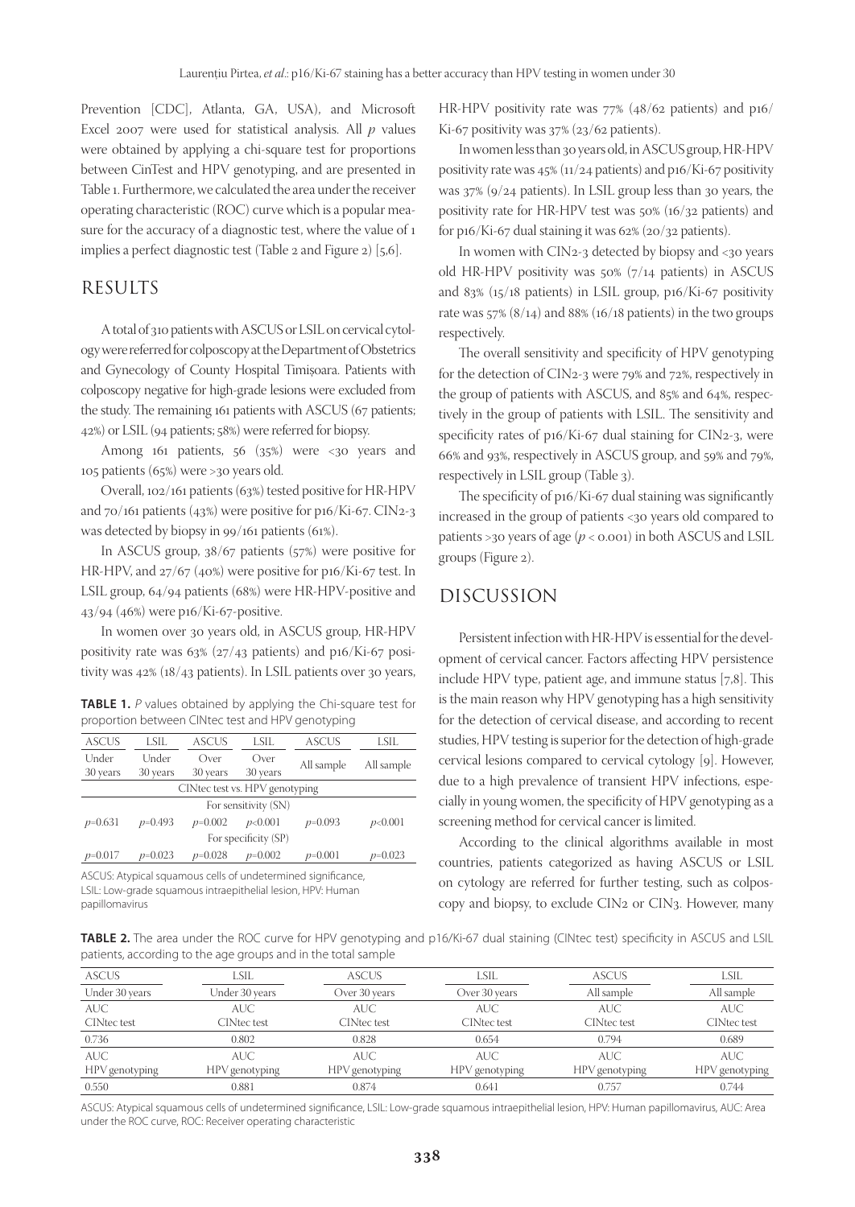Prevention [CDC], Atlanta, GA, USA), and Microsoft Excel 2007 were used for statistical analysis. All $p$ values were obtained by applying a chi-square test for proportions between CinTest and HPV genotyping, and are presented in Table 1. Furthermore, we calculated the area under the receiver operating characteristic (ROC) curve which is a popular measure for the accuracy of a diagnostic test, where the value of 1 implies a perfect diagnostic test (Table 2 and Figure 2) [5,6].

## RESULTS

A total of 310 patients with ASCUS or LSIL on cervical cytology were referred for colposcopy at the Department of Obstetrics and Gynecology of County Hospital Timișoara. Patients with colposcopy negative for high-grade lesions were excluded from the study. The remaining 161 patients with ASCUS (67 patients; 42%) or LSIL (94 patients; 58%) were referred for biopsy.

Among 161 patients, 56 (35%) were <30 years and 105 patients (65%) were >30 years old.

Overall, 102/161 patients (63%) tested positive for HR-HPV and 70/161 patients (43%) were positive for p16/Ki-67. CIN2-3 was detected by biopsy in 99/161 patients (61%).

In ASCUS group, 38/67 patients (57%) were positive for HR-HPV, and 27/67 (40%) were positive for p16/Ki-67 test. In LSIL group, 64/94 patients (68%) were HR-HPV-positive and 43/94 (46%) were p16/Ki-67-positive.

In women over 30 years old, in ASCUS group, HR-HPV positivity rate was 63% (27/43 patients) and p16/Ki-67 positivity was 42% (18/43 patients). In LSIL patients over 30 years, HR-HPV positivity rate was 77% (48/62 patients) and p16/Ki-67 positivity was 37% (23/62 patients).

In women less than 30 years old, in ASCUS group, HR-HPV positivity rate was 45% (11/24 patients) and p16/Ki-67 positivity was 37% (9/24 patients). In LSIL group less than 30 years, the positivity rate for HR-HPV test was 50% (16/32 patients) and for p16/Ki-67 dual staining it was 62% (20/32 patients).

In women with CIN2-3 detected by biopsy and <30 years old HR-HPV positivity was 50% (7/14 patients) in ASCUS and 83% (15/18 patients) in LSIL group, p16/Ki-67 positivity rate was 57% (8/14) and 88% (16/18 patients) in the two groups respectively.

The overall sensitivity and specificity of HPV genotyping for the detection of CIN2-3 were 79% and 72%, respectively in the group of patients with ASCUS, and 85% and 64%, respectively in the group of patients with LSIL. The sensitivity and specificity rates of p16/Ki-67 dual staining for CIN2-3, were 66% and 93%, respectively in ASCUS group, and 59% and 79%, respectively in LSIL group (Table 3).

The specificity of p16/Ki-67 dual staining was significantly increased in the group of patients <30 years old compared to patients >30 years of age ($p < 0.001$) in both ASCUS and LSIL groups (Figure 2).

**TABLE 1.** $P$ values obtained by applying the Chi-square test for proportion between CINtec test and HPV genotyping

| ASCUS | LSIL | ASCUS | LSIL | ASCUS | LSIL |
|---|---|---|---|---|---|
| Under 30 years | Under 30 years | Over 30 years | Over 30 years | All sample | All sample |
| CINtec test vs. HPV genotyping | | | | | |
| For sensitivity (SN) | | | | | |
| $p$=0.631 | $p$=0.493 | $p$=0.002 | $p$<0.001 | $p$=0.093 | $p$<0.001 |
| For specificity (SP) | | | | | |
| $p$=0.017 | $p$=0.023 | $p$=0.028 | $p$=0.002 | $p$=0.001 | $p$=0.023 |

ASCUS: Atypical squamous cells of undetermined significance, LSIL: Low-grade squamous intraepithelial lesion, HPV: Human papillomavirus

## DISCUSSION

Persistent infection with HR-HPV is essential for the development of cervical cancer. Factors affecting HPV persistence include HPV type, patient age, and immune status [7,8]. This is the main reason why HPV genotyping has a high sensitivity for the detection of cervical disease, and according to recent studies, HPV testing is superior for the detection of high-grade cervical lesions compared to cervical cytology [9]. However, due to a high prevalence of transient HPV infections, especially in young women, the specificity of HPV genotyping as a screening method for cervical cancer is limited.

According to the clinical algorithms available in most countries, patients categorized as having ASCUS or LSIL on cytology are referred for further testing, such as colposcopy and biopsy, to exclude CIN2 or CIN3. However, many

**TABLE 2.** The area under the ROC curve for HPV genotyping and p16/Ki-67 dual staining (CINtec test) specificity in ASCUS and LSIL patients, according to the age groups and in the total sample

| ASCUS | LSIL | ASCUS | LSIL | ASCUS | LSIL |
|---|---|---|---|---|---|
| Under 30 years | Under 30 years | Over 30 years | Over 30 years | All sample | All sample |
| AUC CINtec test | AUC CINtec test | AUC CINtec test | AUC CINtec test | AUC CINtec test | AUC CINtec test |
| 0.736 | 0.802 | 0.828 | 0.654 | 0.794 | 0.689 |
| AUC HPV genotyping | AUC HPV genotyping | AUC HPV genotyping | AUC HPV genotyping | AUC HPV genotyping | AUC HPV genotyping |
| 0.550 | 0.881 | 0.874 | 0.641 | 0.757 | 0.744 |

ASCUS: Atypical squamous cells of undetermined significance, LSIL: Low-grade squamous intraepithelial lesion, HPV: Human papillomavirus, AUC: Area under the ROC curve, ROC: Receiver operating characteristic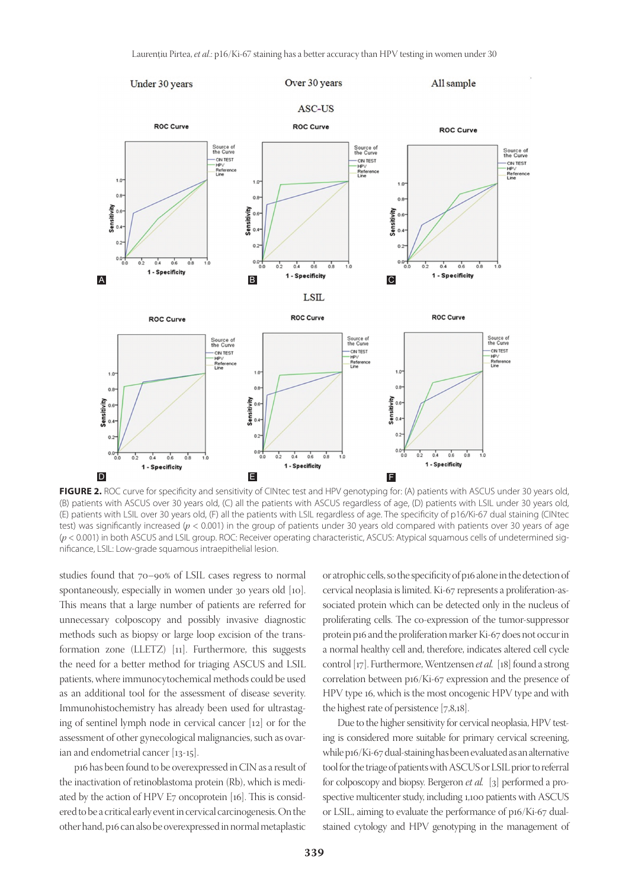**FIGURE 2.** ROC curve for specificity and sensitivity of CINtec test and HPV genotyping for: (A) patients with ASCUS under 30 years old, (B) patients with ASCUS over 30 years old, (C) all the patients with ASCUS regardless of age, (D) patients with LSIL under 30 years old, (E) patients with LSIL over 30 years old, (F) all the patients with LSIL regardless of age. The specificity of p16/Ki-67 dual staining (CINtec test) was significantly increased ($p < 0.001$) in the group of patients under 30 years old compared with patients over 30 years of age ($p < 0.001$) in both ASCUS and LSIL group. ROC: Receiver operating characteristic, ASCUS: Atypical squamous cells of undetermined significance, LSIL: Low-grade squamous intraepithelial lesion.

studies found that 70–90% of LSIL cases regress to normal spontaneously, especially in women under 30 years old [10]. This means that a large number of patients are referred for unnecessary colposcopy and possibly invasive diagnostic methods such as biopsy or large loop excision of the transformation zone (LLETZ) [11]. Furthermore, this suggests the need for a better method for triaging ASCUS and LSIL patients, where immunocytochemical methods could be used as an additional tool for the assessment of disease severity. Immunohistochemistry has already been used for ultrastaging of sentinel lymph node in cervical cancer [12] or for the assessment of other gynecological malignancies, such as ovarian and endometrial cancer [13-15].

p16 has been found to be overexpressed in CIN as a result of the inactivation of retinoblastoma protein (Rb), which is mediated by the action of HPV E7 oncoprotein [16]. This is considered to be a critical early event in cervical carcinogenesis. On the other hand, p16 can also be overexpressed in normal metaplastic or atrophic cells, so the specificity of p16 alone in the detection of cervical neoplasia is limited. Ki-67 represents a proliferation-associated protein which can be detected only in the nucleus of proliferating cells. The co-expression of the tumor-suppressor protein p16 and the proliferation marker Ki-67 does not occur in a normal healthy cell and, therefore, indicates altered cell cycle control [17]. Furthermore, Wentzensen *et al.* [18] found a strong correlation between p16/Ki-67 expression and the presence of HPV type 16, which is the most oncogenic HPV type and with the highest rate of persistence [7,8,18].

Due to the higher sensitivity for cervical neoplasia, HPV testing is considered more suitable for primary cervical screening, while p16/Ki-67 dual-staining has been evaluated as an alternative tool for the triage of patients with ASCUS or LSIL prior to referral for colposcopy and biopsy. Bergeron *et al.* [3] performed a prospective multicenter study, including 1,100 patients with ASCUS or LSIL, aiming to evaluate the performance of p16/Ki-67 dual-stained cytology and HPV genotyping in the management of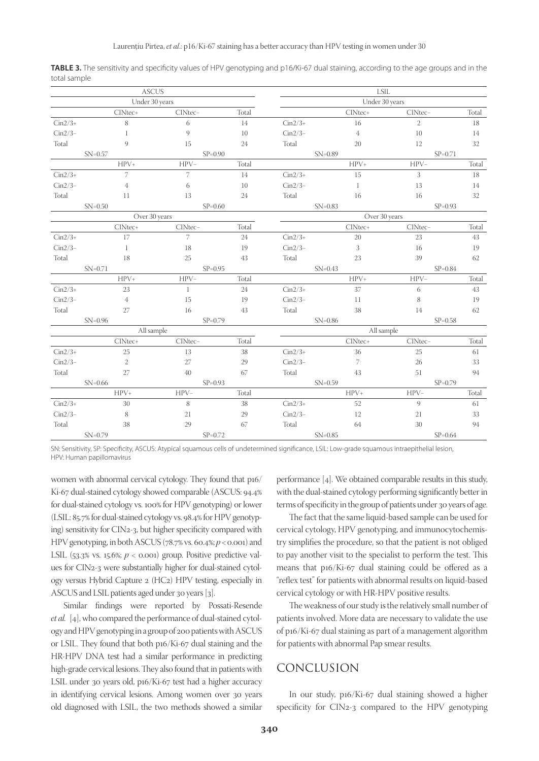**TABLE 3.** The sensitivity and specificity values of HPV genotyping and p16/Ki-67 dual staining, according to the age groups and in the total sample

| ASCUS | | | | LSIL | | | |
|---|---|---|---|---|---|---|---|
| Under 30 years | | | | Under 30 years | | | |
| | CINtec+ | CINtec– | Total | | CINtec+ | CINtec– | Total |
| Cin2/3+ | 8 | 6 | 14 | Cin2/3+ | 16 | 2 | 18 |
| Cin2/3– | 1 | 9 | 10 | Cin2/3– | 4 | 10 | 14 |
| Total | 9 | 15 | 24 | Total | 20 | 12 | 32 |
| SN=0.57 | | SP=0.90 | | SN=0.89 | | SP=0.71 | |
| | HPV+ | HPV– | Total | | HPV+ | HPV– | Total |
| Cin2/3+ | 7 | 7 | 14 | Cin2/3+ | 15 | 3 | 18 |
| Cin2/3– | 4 | 6 | 10 | Cin2/3– | 1 | 13 | 14 |
| Total | 11 | 13 | 24 | Total | 16 | 16 | 32 |
| SN=0.50 | | SP=0.60 | | SN=0.83 | | SP=0.93 | |
| Over 30 years | | | | Over 30 years | | | |
| | CINtec+ | CINtec– | Total | | CINtec+ | CINtec– | Total |
| Cin2/3+ | 17 | 7 | 24 | Cin2/3+ | 20 | 23 | 43 |
| Cin2/3– | 1 | 18 | 19 | Cin2/3– | 3 | 16 | 19 |
| Total | 18 | 25 | 43 | Total | 23 | 39 | 62 |
| SN=0.71 | | SP=0.95 | | SN=0.43 | | SP=0.84 | |
| | HPV+ | HPV– | Total | | HPV+ | HPV– | Total |
| Cin2/3+ | 23 | 1 | 24 | Cin2/3+ | 37 | 6 | 43 |
| Cin2/3– | 4 | 15 | 19 | Cin2/3– | 11 | 8 | 19 |
| Total | 27 | 16 | 43 | Total | 38 | 14 | 62 |
| SN=0.96 | | SP=0.79 | | SN=0.86 | | SP=0.58 | |
| All sample | | | | All sample | | | |
| | CINtec+ | CINtec– | Total | | CINtec+ | CINtec– | Total |
| Cin2/3+ | 25 | 13 | 38 | Cin2/3+ | 36 | 25 | 61 |
| Cin2/3– | 2 | 27 | 29 | Cin2/3– | 7 | 26 | 33 |
| Total | 27 | 40 | 67 | Total | 43 | 51 | 94 |
| SN=0.66 | | SP=0.93 | | SN=0.59 | | SP=0.79 | |
| | HPV+ | HPV– | Total | | HPV+ | HPV– | Total |
| Cin2/3+ | 30 | 8 | 38 | Cin2/3+ | 52 | 9 | 61 |
| Cin2/3– | 8 | 21 | 29 | Cin2/3– | 12 | 21 | 33 |
| Total | 38 | 29 | 67 | Total | 64 | 30 | 94 |
| SN=0.79 | | SP=0.72 | | SN=0.85 | | SP=0.64 | |

SN: Sensitivity, SP: Specificity, ASCUS: Atypical squamous cells of undetermined significance, LSIL: Low-grade squamous intraepithelial lesion, HPV: Human papillomavirus

women with abnormal cervical cytology. They found that p16/Ki-67 dual-stained cytology showed comparable (ASCUS: 94.4% for dual-stained cytology vs. 100% for HPV genotyping) or lower (LSIL: 85.7% for dual-stained cytology vs. 98.4% for HPV genotyping) sensitivity for CIN2-3, but higher specificity compared with HPV genotyping, in both ASCUS (78.7% vs. 60.4%; $p < 0.001$) and LSIL (53.3% vs. 15.6%; $p < 0.001$) group. Positive predictive values for CIN2-3 were substantially higher for dual-stained cytology versus Hybrid Capture 2 (HC2) HPV testing, especially in ASCUS and LSIL patients aged under 30 years [3].

Similar findings were reported by Possati-Resende *et al.* [4], who compared the performance of dual-stained cytology and HPV genotyping in a group of 200 patients with ASCUS or LSIL. They found that both p16/Ki-67 dual staining and the HR-HPV DNA test had a similar performance in predicting high-grade cervical lesions. They also found that in patients with LSIL under 30 years old, p16/Ki-67 test had a higher accuracy in identifying cervical lesions. Among women over 30 years old diagnosed with LSIL, the two methods showed a similar performance [4]. We obtained comparable results in this study, with the dual-stained cytology performing significantly better in terms of specificity in the group of patients under 30 years of age.

The fact that the same liquid-based sample can be used for cervical cytology, HPV genotyping, and immunocytochemistry simplifies the procedure, so that the patient is not obliged to pay another visit to the specialist to perform the test. This means that p16/Ki-67 dual staining could be offered as a "reflex test" for patients with abnormal results on liquid-based cervical cytology or with HR-HPV positive results.

The weakness of our study is the relatively small number of patients involved. More data are necessary to validate the use of p16/Ki-67 dual staining as part of a management algorithm for patients with abnormal Pap smear results.

## CONCLUSION

In our study, p16/Ki-67 dual staining showed a higher specificity for CIN2-3 compared to the HPV genotyping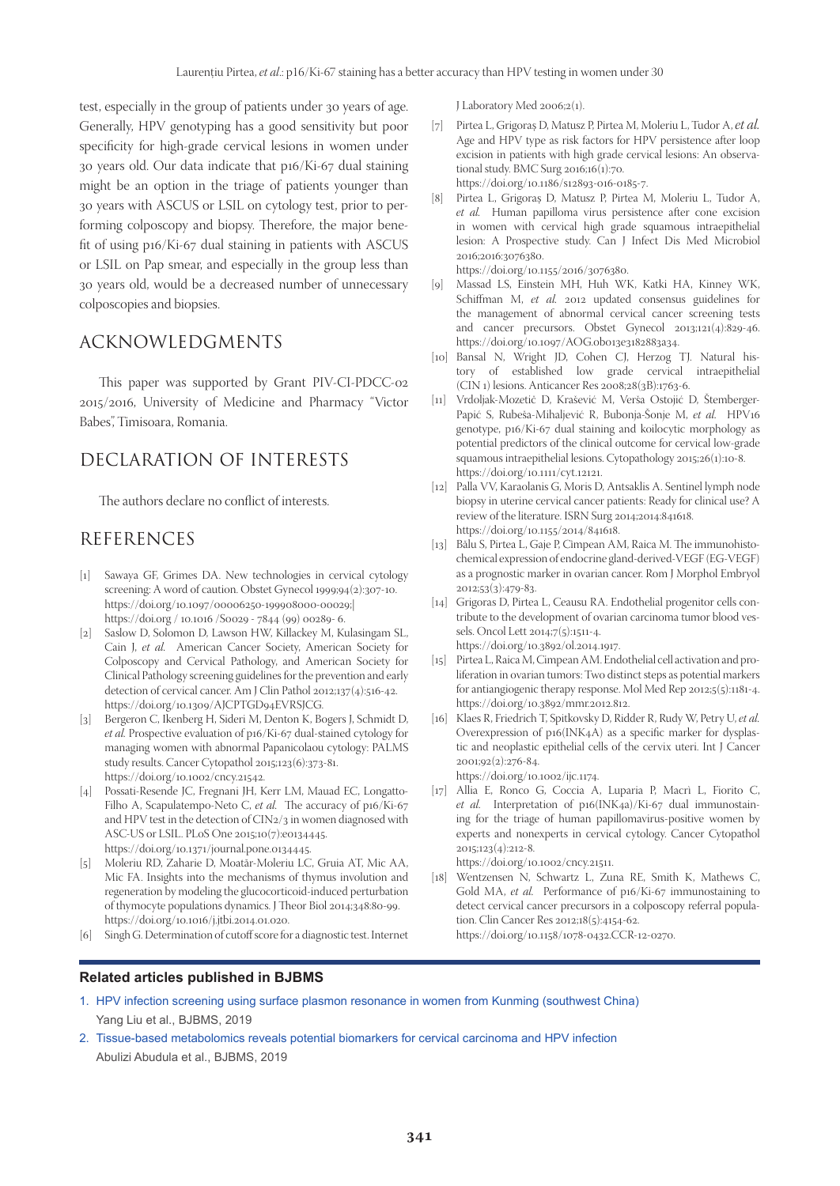test, especially in the group of patients under 30 years of age. Generally, HPV genotyping has a good sensitivity but poor specificity for high-grade cervical lesions in women under 30 years old. Our data indicate that p16/Ki-67 dual staining might be an option in the triage of patients younger than 30 years with ASCUS or LSIL on cytology test, prior to performing colposcopy and biopsy. Therefore, the major benefit of using p16/Ki-67 dual staining in patients with ASCUS or LSIL on Pap smear, and especially in the group less than 30 years old, would be a decreased number of unnecessary colposcopies and biopsies.

## ACKNOWLEDGMENTS

This paper was supported by Grant PIV-CI-PDCC-02 2015/2016, University of Medicine and Pharmacy "Victor Babes", Timisoara, Romania.

## DECLARATION OF INTERESTS

The authors declare no conflict of interests.

## REFERENCES

[1] Sawaya GF, Grimes DA. New technologies in cervical cytology screening: A word of caution. Obstet Gynecol 1999;94(2):307-10. https://doi.org/10.1097/00006250-199908000-00029;| https://doi.org / 10.1016 /S0029 - 7844 (99) 00289- 6.

[2] Saslow D, Solomon D, Lawson HW, Killackey M, Kulasingam SL, Cain J, *et al.* American Cancer Society, American Society for Colposcopy and Cervical Pathology, and American Society for Clinical Pathology screening guidelines for the prevention and early detection of cervical cancer. Am J Clin Pathol 2012;137(4):516-42. https://doi.org/10.1309/AJCPTGD94EVRSJCG.

[3] Bergeron C, Ikenberg H, Sideri M, Denton K, Bogers J, Schmidt D, *et al.* Prospective evaluation of p16/Ki-67 dual-stained cytology for managing women with abnormal Papanicolaou cytology: PALMS study results. Cancer Cytopathol 2015;123(6):373-81. https://doi.org/10.1002/cncy.21542.

[4] Possati-Resende JC, Fregnani JH, Kerr LM, Mauad EC, Longatto-Filho A, Scapulatempo-Neto C, *et al.* The accuracy of p16/Ki-67 and HPV test in the detection of CIN2/3 in women diagnosed with ASC-US or LSIL. PLoS One 2015;10(7):e0134445. https://doi.org/10.1371/journal.pone.0134445.

[5] Moleriu RD, Zaharie D, Moatăr-Moleriu LC, Gruia AT, Mic AA, Mic FA. Insights into the mechanisms of thymus involution and regeneration by modeling the glucocorticoid-induced perturbation of thymocyte populations dynamics. J Theor Biol 2014;348:80-99. https://doi.org/10.1016/j.jtbi.2014.01.020.

[6] Singh G. Determination of cutoff score for a diagnostic test. Internet J Laboratory Med 2006;2(1).

[7] Pirtea L, Grigoraș D, Matusz P, Pirtea M, Moleriu L, Tudor A, *et al.* Age and HPV type as risk factors for HPV persistence after loop excision in patients with high grade cervical lesions: An observational study. BMC Surg 2016;16(1):70. https://doi.org/10.1186/s12893-016-0185-7.

[8] Pirtea L, Grigoraș D, Matusz P, Pirtea M, Moleriu L, Tudor A, *et al.* Human papilloma virus persistence after cone excision in women with cervical high grade squamous intraepithelial lesion: A Prospective study. Can J Infect Dis Med Microbiol 2016;2016:3076380. https://doi.org/10.1155/2016/3076380.

[9] Massad LS, Einstein MH, Huh WK, Katki HA, Kinney WK, Schiffman M, *et al.* 2012 updated consensus guidelines for the management of abnormal cervical cancer screening tests and cancer precursors. Obstet Gynecol 2013;121(4):829-46. https://doi.org/10.1097/AOG.0b013e3182883a34.

[10] Bansal N, Wright JD, Cohen CJ, Herzog TJ. Natural history of established low grade cervical intraepithelial (CIN 1) lesions. Anticancer Res 2008;28(3B):1763-6.

[11] Vrdoljak-Mozetič D, Krašević M, Verša Ostojić D, Štemberger-Papić S, Rubeša-Mihaljević R, Bubonja-Šonje M, *et al.* HPV16 genotype, p16/Ki-67 dual staining and koilocytic morphology as potential predictors of the clinical outcome for cervical low-grade squamous intraepithelial lesions. Cytopathology 2015;26(1):10-8. https://doi.org/10.1111/cyt.12121.

[12] Palla VV, Karaolanis G, Moris D, Antsaklis A. Sentinel lymph node biopsy in uterine cervical cancer patients: Ready for clinical use? A review of the literature. ISRN Surg 2014;2014:841618. https://doi.org/10.1155/2014/841618.

[13] Bălu S, Pirtea L, Gaje P, Cîmpean AM, Raica M. The immunohistochemical expression of endocrine gland-derived-VEGF (EG-VEGF) as a prognostic marker in ovarian cancer. Rom J Morphol Embryol 2012;53(3):479-83.

[14] Grigoraș D, Pirtea L, Ceausu RA. Endothelial progenitor cells contribute to the development of ovarian carcinoma tumor blood vessels. Oncol Lett 2014;7(5):1511-4. https://doi.org/10.3892/ol.2014.1917.

[15] Pirtea L, Raica M, Cimpean AM. Endothelial cell activation and proliferation in ovarian tumors: Two distinct steps as potential markers for antiangiogenic therapy response. Mol Med Rep 2012;5(5):1181-4. https://doi.org/10.3892/mmr.2012.812.

[16] Klaes R, Friedrich T, Spitkovsky D, Ridder R, Rudy W, Petry U, *et al.* Overexpression of p16(INK4A) as a specific marker for dysplastic and neoplastic epithelial cells of the cervix uteri. Int J Cancer 2001;92(2):276-84. https://doi.org/10.1002/ijc.1174.

[17] Allia E, Ronco G, Coccia A, Luparia P, Macrì L, Fiorito C, *et al.* Interpretation of p16(INK4a)/Ki-67 dual immunostaining for the triage of human papillomavirus-positive women by experts and nonexperts in cervical cytology. Cancer Cytopathol 2015;123(4):212-8. https://doi.org/10.1002/cncy.21511.

[18] Wentzensen N, Schwartz L, Zuna RE, Smith K, Mathews C, Gold MA, *et al.* Performance of p16/Ki-67 immunostaining to detect cervical cancer precursors in a colposcopy referral population. Clin Cancer Res 2012;18(5):4154-62. https://doi.org/10.1158/1078-0432.CCR-12-0270.

**Related articles published in BJBMS**

1. HPV infection screening using surface plasmon resonance in women from Kunming (southwest China)
   Yang Liu et al., BJBMS, 2019
2. Tissue-based metabolomics reveals potential biomarkers for cervical carcinoma and HPV infection
   Abulizi Abudula et al., BJBMS, 2019